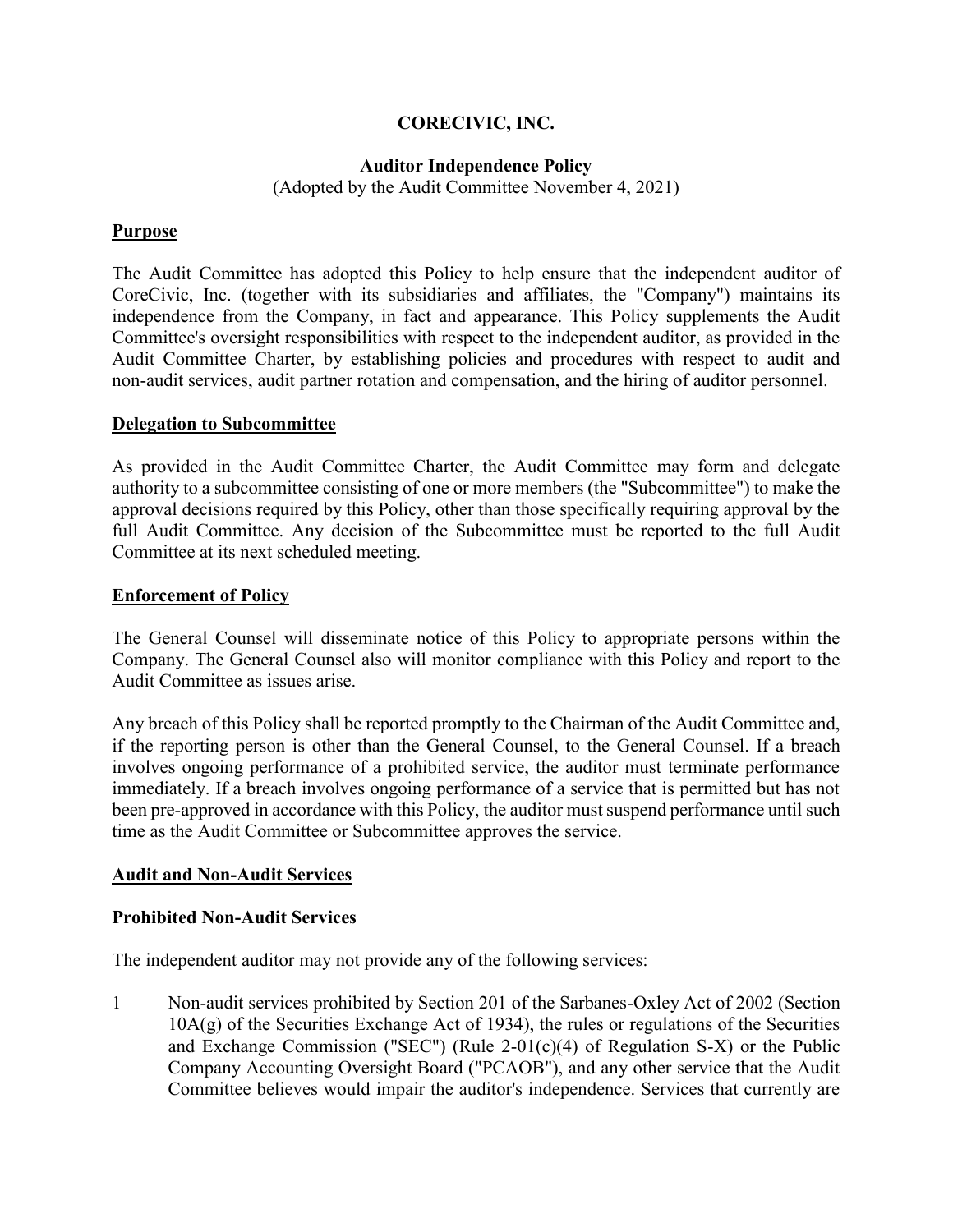# CORECIVIC, INC.

## Auditor Independence Policy

(Adopted by the Audit Committee November 4, 2021)

### Purpose

The Audit Committee has adopted this Policy to help ensure that the independent auditor of CoreCivic, Inc. (together with its subsidiaries and affiliates, the "Company") maintains its independence from the Company, in fact and appearance. This Policy supplements the Audit Committee's oversight responsibilities with respect to the independent auditor, as provided in the Audit Committee Charter, by establishing policies and procedures with respect to audit and non-audit services, audit partner rotation and compensation, and the hiring of auditor personnel.

### Delegation to Subcommittee

As provided in the Audit Committee Charter, the Audit Committee may form and delegate authority to a subcommittee consisting of one or more members (the "Subcommittee") to make the approval decisions required by this Policy, other than those specifically requiring approval by the full Audit Committee. Any decision of the Subcommittee must be reported to the full Audit Committee at its next scheduled meeting.

### Enforcement of Policy

The General Counsel will disseminate notice of this Policy to appropriate persons within the Company. The General Counsel also will monitor compliance with this Policy and report to the Audit Committee as issues arise.

Any breach of this Policy shall be reported promptly to the Chairman of the Audit Committee and, if the reporting person is other than the General Counsel, to the General Counsel. If a breach involves ongoing performance of a prohibited service, the auditor must terminate performance immediately. If a breach involves ongoing performance of a service that is permitted but has not been pre-approved in accordance with this Policy, the auditor must suspend performance until such time as the Audit Committee or Subcommittee approves the service.

### Audit and Non-Audit Services

#### Prohibited Non-Audit Services

The independent auditor may not provide any of the following services:

1. Non-audit services prohibited by Section 201 of the Sarbanes-Oxley Act of 2002 (Section 10A(g) of the Securities Exchange Act of 1934), the rules or regulations of the Securities and Exchange Commission ("SEC") (Rule 2-01(c)(4) of Regulation S-X) or the Public Company Accounting Oversight Board ("PCAOB"), and any other service that the Audit Committee believes would impair the auditor's independence. Services that currently are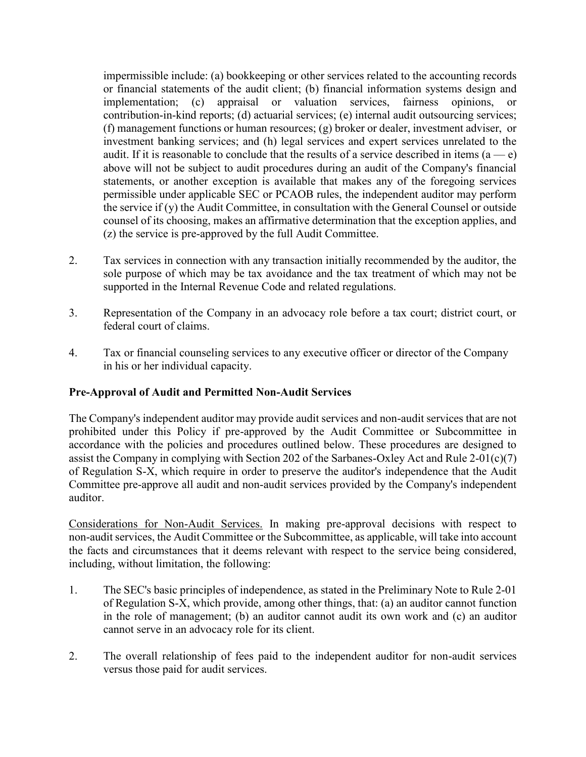impermissible include: (a) bookkeeping or other services related to the accounting records or financial statements of the audit client; (b) financial information systems design and implementation; (c) appraisal or valuation services, fairness opinions, or contribution-in-kind reports; (d) actuarial services; (e) internal audit outsourcing services; (f) management functions or human resources; (g) broker or dealer, investment adviser, or investment banking services; and (h) legal services and expert services unrelated to the audit. If it is reasonable to conclude that the results of a service described in items (a — e) above will not be subject to audit procedures during an audit of the Company's financial statements, or another exception is available that makes any of the foregoing services permissible under applicable SEC or PCAOB rules, the independent auditor may perform the service if (y) the Audit Committee, in consultation with the General Counsel or outside counsel of its choosing, makes an affirmative determination that the exception applies, and (z) the service is pre-approved by the full Audit Committee.

2. Tax services in connection with any transaction initially recommended by the auditor, the sole purpose of which may be tax avoidance and the tax treatment of which may not be supported in the Internal Revenue Code and related regulations.

3. Representation of the Company in an advocacy role before a tax court; district court, or federal court of claims.

4. Tax or financial counseling services to any executive officer or director of the Company in his or her individual capacity.

**Pre-Approval of Audit and Permitted Non-Audit Services**

The Company's independent auditor may provide audit services and non-audit services that are not prohibited under this Policy if pre-approved by the Audit Committee or Subcommittee in accordance with the policies and procedures outlined below. These procedures are designed to assist the Company in complying with Section 202 of the Sarbanes-Oxley Act and Rule 2-01(c)(7) of Regulation S-X, which require in order to preserve the auditor's independence that the Audit Committee pre-approve all audit and non-audit services provided by the Company's independent auditor.

Considerations for Non-Audit Services. In making pre-approval decisions with respect to non-audit services, the Audit Committee or the Subcommittee, as applicable, will take into account the facts and circumstances that it deems relevant with respect to the service being considered, including, without limitation, the following:

1. The SEC's basic principles of independence, as stated in the Preliminary Note to Rule 2-01 of Regulation S-X, which provide, among other things, that: (a) an auditor cannot function in the role of management; (b) an auditor cannot audit its own work and (c) an auditor cannot serve in an advocacy role for its client.

2. The overall relationship of fees paid to the independent auditor for non-audit services versus those paid for audit services.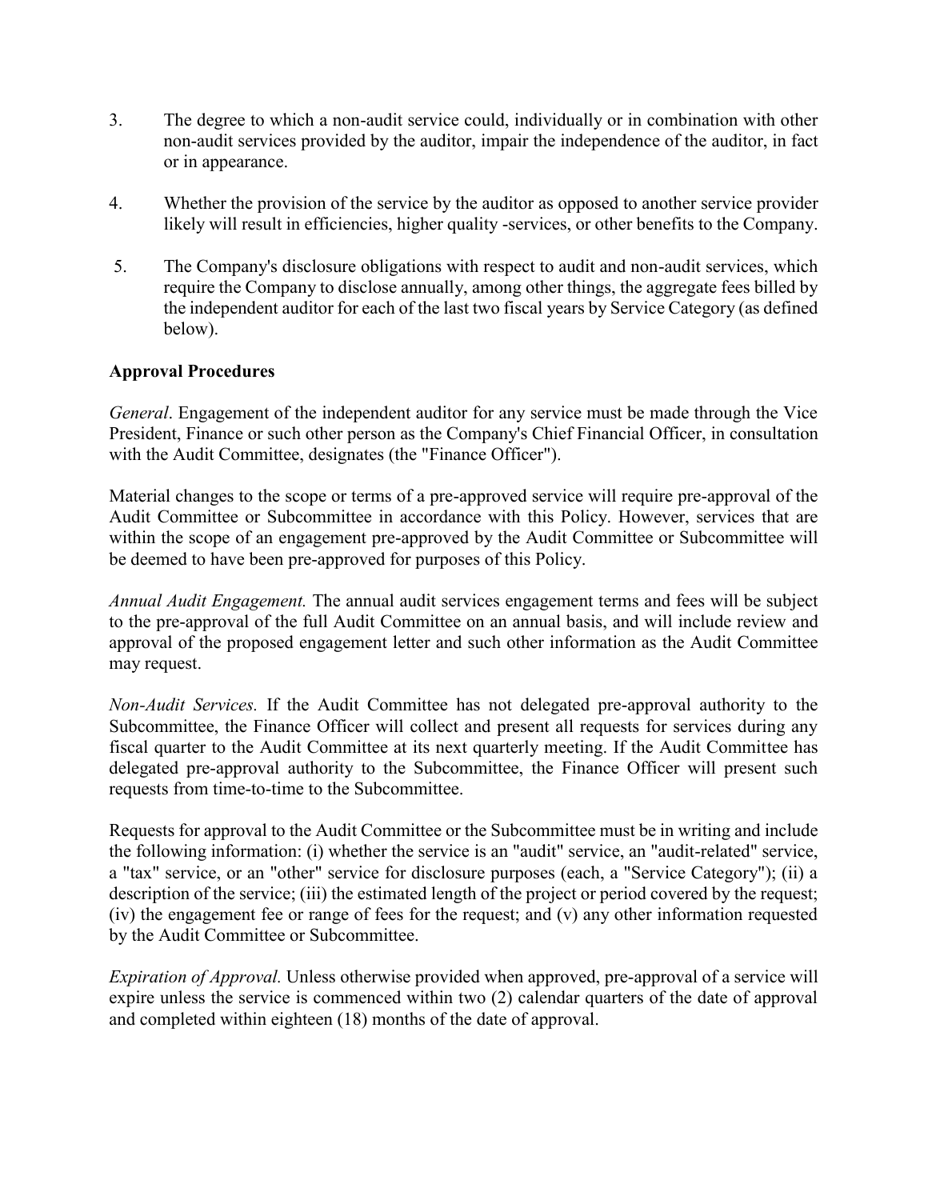3. The degree to which a non-audit service could, individually or in combination with other non-audit services provided by the auditor, impair the independence of the auditor, in fact or in appearance.

4. Whether the provision of the service by the auditor as opposed to another service provider likely will result in efficiencies, higher quality -services, or other benefits to the Company.

5. The Company's disclosure obligations with respect to audit and non-audit services, which require the Company to disclose annually, among other things, the aggregate fees billed by the independent auditor for each of the last two fiscal years by Service Category (as defined below).

**Approval Procedures**

*General*. Engagement of the independent auditor for any service must be made through the Vice President, Finance or such other person as the Company's Chief Financial Officer, in consultation with the Audit Committee, designates (the "Finance Officer").

Material changes to the scope or terms of a pre-approved service will require pre-approval of the Audit Committee or Subcommittee in accordance with this Policy. However, services that are within the scope of an engagement pre-approved by the Audit Committee or Subcommittee will be deemed to have been pre-approved for purposes of this Policy.

*Annual Audit Engagement.* The annual audit services engagement terms and fees will be subject to the pre-approval of the full Audit Committee on an annual basis, and will include review and approval of the proposed engagement letter and such other information as the Audit Committee may request.

*Non-Audit Services.* If the Audit Committee has not delegated pre-approval authority to the Subcommittee, the Finance Officer will collect and present all requests for services during any fiscal quarter to the Audit Committee at its next quarterly meeting. If the Audit Committee has delegated pre-approval authority to the Subcommittee, the Finance Officer will present such requests from time-to-time to the Subcommittee.

Requests for approval to the Audit Committee or the Subcommittee must be in writing and include the following information: (i) whether the service is an "audit" service, an "audit-related" service, a "tax" service, or an "other" service for disclosure purposes (each, a "Service Category"); (ii) a description of the service; (iii) the estimated length of the project or period covered by the request; (iv) the engagement fee or range of fees for the request; and (v) any other information requested by the Audit Committee or Subcommittee.

*Expiration of Approval.* Unless otherwise provided when approved, pre-approval of a service will expire unless the service is commenced within two (2) calendar quarters of the date of approval and completed within eighteen (18) months of the date of approval.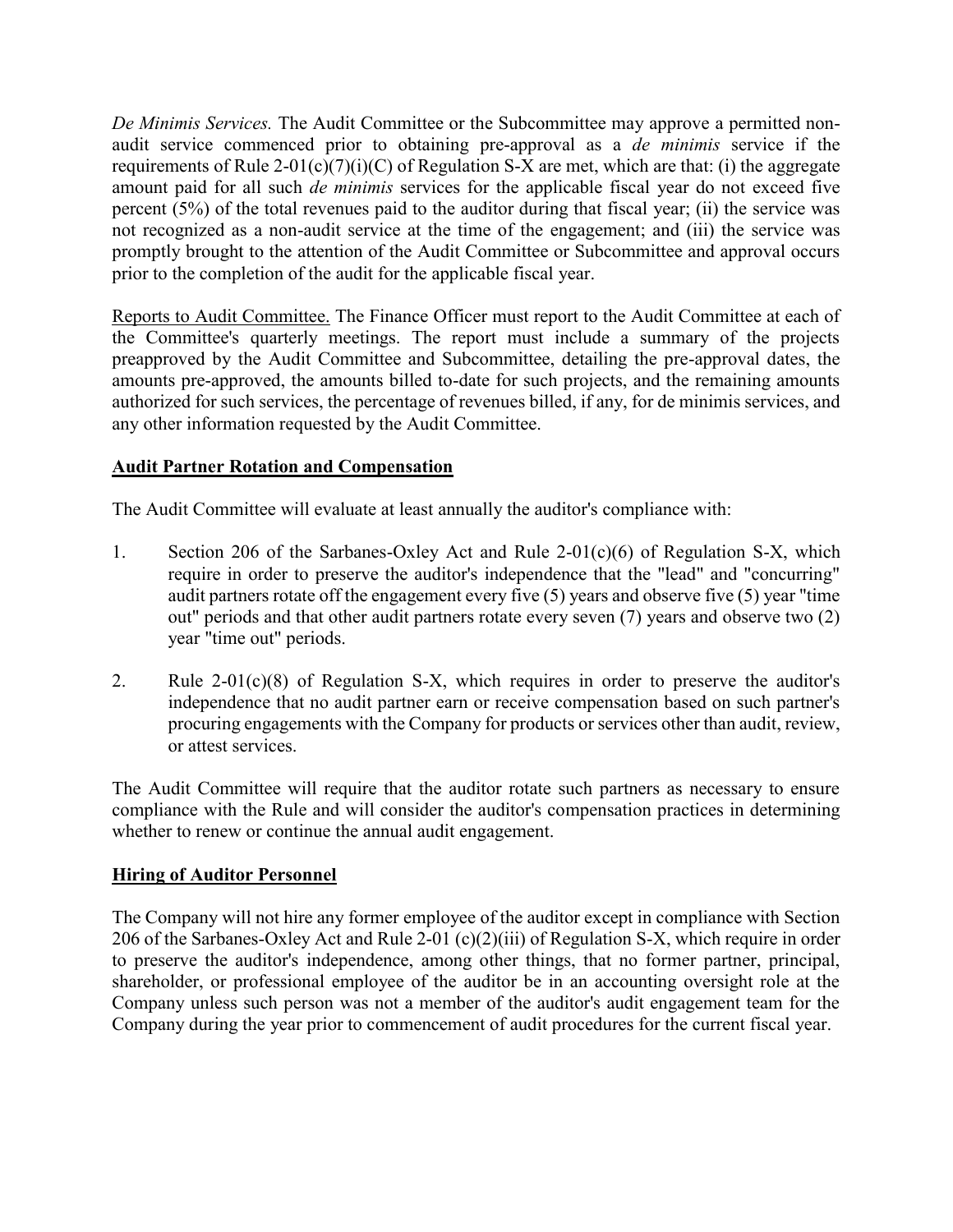*De Minimis Services.* The Audit Committee or the Subcommittee may approve a permitted non-audit service commenced prior to obtaining pre-approval as a *de minimis* service if the requirements of Rule 2-01(c)(7)(i)(C) of Regulation S-X are met, which are that: (i) the aggregate amount paid for all such *de minimis* services for the applicable fiscal year do not exceed five percent (5%) of the total revenues paid to the auditor during that fiscal year; (ii) the service was not recognized as a non-audit service at the time of the engagement; and (iii) the service was promptly brought to the attention of the Audit Committee or Subcommittee and approval occurs prior to the completion of the audit for the applicable fiscal year.

<u>Reports to Audit Committee.</u> The Finance Officer must report to the Audit Committee at each of the Committee's quarterly meetings. The report must include a summary of the projects preapproved by the Audit Committee and Subcommittee, detailing the pre-approval dates, the amounts pre-approved, the amounts billed to-date for such projects, and the remaining amounts authorized for such services, the percentage of revenues billed, if any, for de minimis services, and any other information requested by the Audit Committee.

## Audit Partner Rotation and Compensation

The Audit Committee will evaluate at least annually the auditor's compliance with:

1. Section 206 of the Sarbanes-Oxley Act and Rule 2-01(c)(6) of Regulation S-X, which require in order to preserve the auditor's independence that the "lead" and "concurring" audit partners rotate off the engagement every five (5) years and observe five (5) year "time out" periods and that other audit partners rotate every seven (7) years and observe two (2) year "time out" periods.

2. Rule 2-01(c)(8) of Regulation S-X, which requires in order to preserve the auditor's independence that no audit partner earn or receive compensation based on such partner's procuring engagements with the Company for products or services other than audit, review, or attest services.

The Audit Committee will require that the auditor rotate such partners as necessary to ensure compliance with the Rule and will consider the auditor's compensation practices in determining whether to renew or continue the annual audit engagement.

## Hiring of Auditor Personnel

The Company will not hire any former employee of the auditor except in compliance with Section 206 of the Sarbanes-Oxley Act and Rule 2-01 (c)(2)(iii) of Regulation S-X, which require in order to preserve the auditor's independence, among other things, that no former partner, principal, shareholder, or professional employee of the auditor be in an accounting oversight role at the Company unless such person was not a member of the auditor's audit engagement team for the Company during the year prior to commencement of audit procedures for the current fiscal year.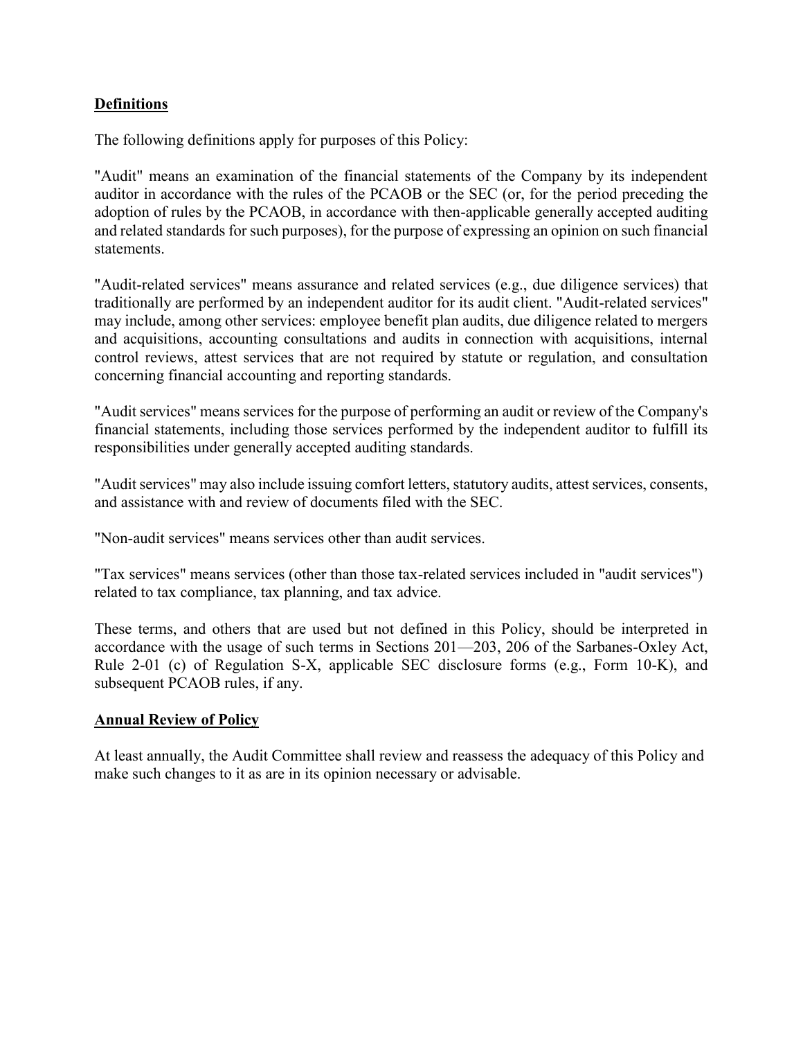**Definitions**

The following definitions apply for purposes of this Policy:

"Audit" means an examination of the financial statements of the Company by its independent auditor in accordance with the rules of the PCAOB or the SEC (or, for the period preceding the adoption of rules by the PCAOB, in accordance with then-applicable generally accepted auditing and related standards for such purposes), for the purpose of expressing an opinion on such financial statements.

"Audit-related services" means assurance and related services (e.g., due diligence services) that traditionally are performed by an independent auditor for its audit client. "Audit-related services" may include, among other services: employee benefit plan audits, due diligence related to mergers and acquisitions, accounting consultations and audits in connection with acquisitions, internal control reviews, attest services that are not required by statute or regulation, and consultation concerning financial accounting and reporting standards.

"Audit services" means services for the purpose of performing an audit or review of the Company's financial statements, including those services performed by the independent auditor to fulfill its responsibilities under generally accepted auditing standards.

"Audit services" may also include issuing comfort letters, statutory audits, attest services, consents, and assistance with and review of documents filed with the SEC.

"Non-audit services" means services other than audit services.

"Tax services" means services (other than those tax-related services included in "audit services") related to tax compliance, tax planning, and tax advice.

These terms, and others that are used but not defined in this Policy, should be interpreted in accordance with the usage of such terms in Sections 201—203, 206 of the Sarbanes-Oxley Act, Rule 2-01 (c) of Regulation S-X, applicable SEC disclosure forms (e.g., Form 10-K), and subsequent PCAOB rules, if any.

**Annual Review of Policy**

At least annually, the Audit Committee shall review and reassess the adequacy of this Policy and make such changes to it as are in its opinion necessary or advisable.